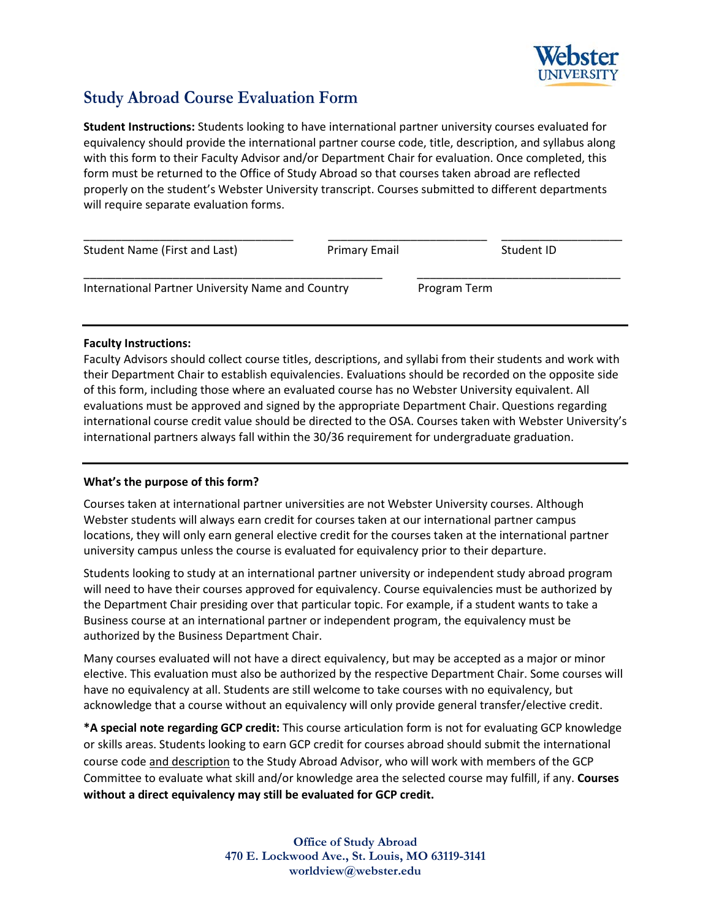# Study Abroad Course Evaluation Form

**Student Instructions:** Students looking to have international partner university courses evaluated for equivalency should provide the international partner course code, title, description, and syllabus along with this form to their Faculty Advisor and/or Department Chair for evaluation. Once completed, this form must be returned to the Office of Study Abroad so that courses taken abroad are reflected properly on the student's Webster University transcript. Courses submitted to different departments will require separate evaluation forms.

| | | |
|---|---|---|
| ________________________________ | ________________________ | __________________ |
| Student Name (First and Last) | Primary Email | Student ID |

| | |
|---|---|
| _____________________________________________ | ______________________________ |
| International Partner University Name and Country | Program Term |

---

**Faculty Instructions:**

Faculty Advisors should collect course titles, descriptions, and syllabi from their students and work with their Department Chair to establish equivalencies. Evaluations should be recorded on the opposite side of this form, including those where an evaluated course has no Webster University equivalent. All evaluations must be approved and signed by the appropriate Department Chair. Questions regarding international course credit value should be directed to the OSA. Courses taken with Webster University's international partners always fall within the 30/36 requirement for undergraduate graduation.

---

**What's the purpose of this form?**

Courses taken at international partner universities are not Webster University courses. Although Webster students will always earn credit for courses taken at our international partner campus locations, they will only earn general elective credit for the courses taken at the international partner university campus unless the course is evaluated for equivalency prior to their departure.

Students looking to study at an international partner university or independent study abroad program will need to have their courses approved for equivalency. Course equivalencies must be authorized by the Department Chair presiding over that particular topic. For example, if a student wants to take a Business course at an international partner or independent program, the equivalency must be authorized by the Business Department Chair.

Many courses evaluated will not have a direct equivalency, but may be accepted as a major or minor elective. This evaluation must also be authorized by the respective Department Chair. Some courses will have no equivalency at all. Students are still welcome to take courses with no equivalency, but acknowledge that a course without an equivalency will only provide general transfer/elective credit.

**\*A special note regarding GCP credit:** This course articulation form is not for evaluating GCP knowledge or skills areas. Students looking to earn GCP credit for courses abroad should submit the international course code and description to the Study Abroad Advisor, who will work with members of the GCP Committee to evaluate what skill and/or knowledge area the selected course may fulfill, if any. **Courses without a direct equivalency may still be evaluated for GCP credit.**

**Office of Study Abroad**
**470 E. Lockwood Ave., St. Louis, MO 63119-3141**
**worldview@webster.edu**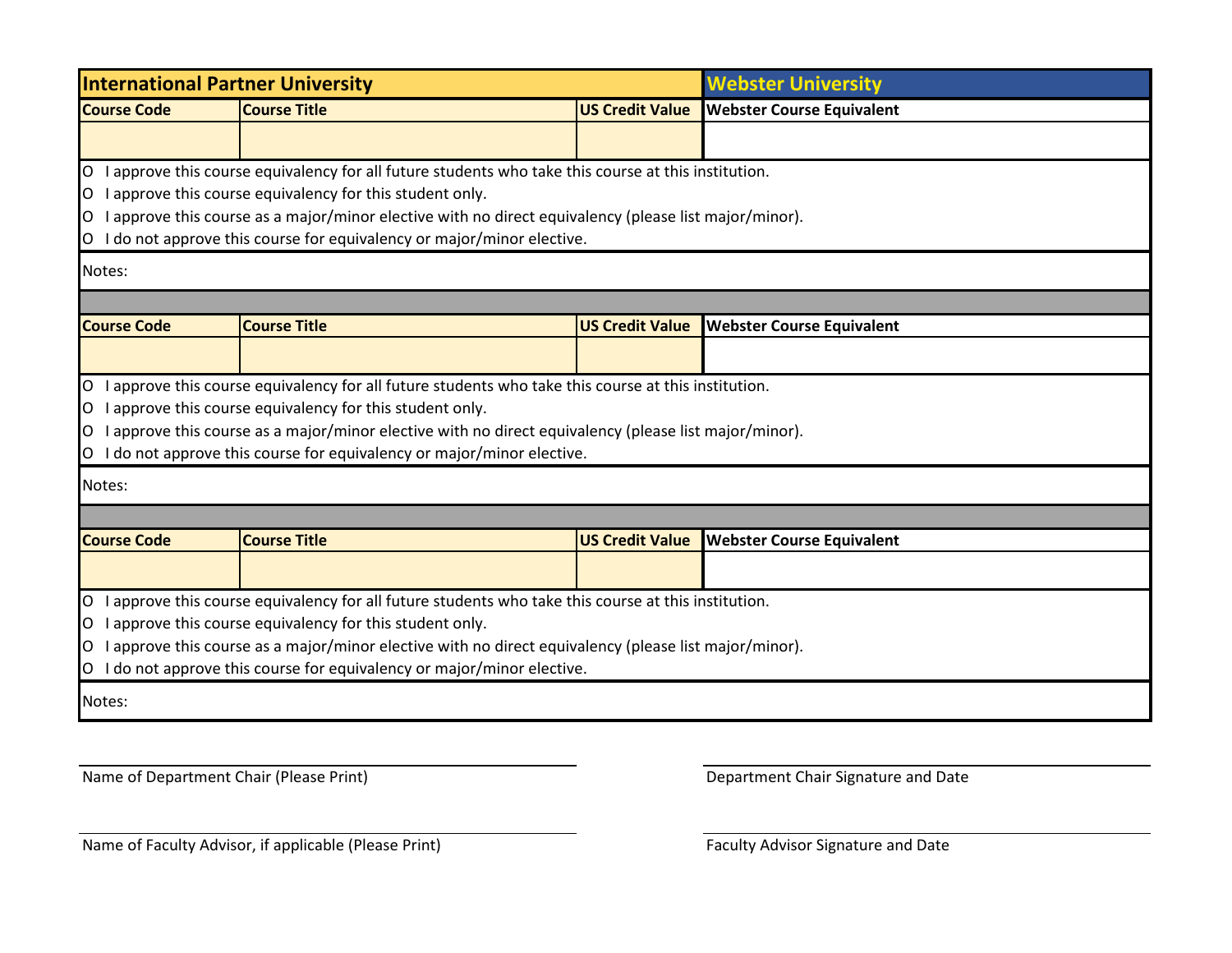| International Partner University | | | Webster University |
|---|---|---|---|
| **Course Code** | **Course Title** | **US Credit Value** | **Webster Course Equivalent** |
| | | | |

O I approve this course equivalency for all future students who take this course at this institution.
O I approve this course equivalency for this student only.
O I approve this course as a major/minor elective with no direct equivalency (please list major/minor).
O I do not approve this course for equivalency or major/minor elective.

Notes:

| Course Code | Course Title | US Credit Value | Webster Course Equivalent |
|---|---|---|---|
| | | | |

O I approve this course equivalency for all future students who take this course at this institution.
O I approve this course equivalency for this student only.
O I approve this course as a major/minor elective with no direct equivalency (please list major/minor).
O I do not approve this course for equivalency or major/minor elective.

Notes:

| Course Code | Course Title | US Credit Value | Webster Course Equivalent |
|---|---|---|---|
| | | | |

O I approve this course equivalency for all future students who take this course at this institution.
O I approve this course equivalency for this student only.
O I approve this course as a major/minor elective with no direct equivalency (please list major/minor).
O I do not approve this course for equivalency or major/minor elective.

Notes:

Name of Department Chair (Please Print)

Department Chair Signature and Date

Name of Faculty Advisor, if applicable (Please Print)

Faculty Advisor Signature and Date